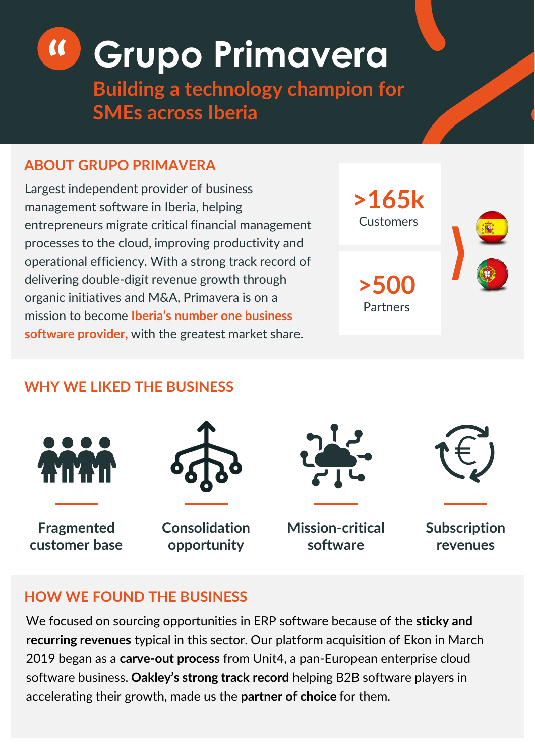# Grupo Primavera

## Building a technology champion for SMEs across Iberia

## ABOUT GRUPO PRIMAVERA

Largest independent provider of business management software in Iberia, helping entrepreneurs migrate critical financial management processes to the cloud, improving productivity and operational efficiency. With a strong track record of delivering double-digit revenue growth through organic initiatives and M&A, Primavera is on a mission to become **Iberia's number one business software provider,** with the greatest market share.

**>165k**
Customers

**>500**
Partners

## WHY WE LIKED THE BUSINESS

- **Fragmented customer base**
- **Consolidation opportunity**
- **Mission-critical software**
- **Subscription revenues**

## HOW WE FOUND THE BUSINESS

We focused on sourcing opportunities in ERP software because of the **sticky and recurring revenues** typical in this sector. Our platform acquisition of Ekon in March 2019 began as a **carve-out process** from Unit4, a pan-European enterprise cloud software business. **Oakley's strong track record** helping B2B software players in accelerating their growth, made us the **partner of choice** for them.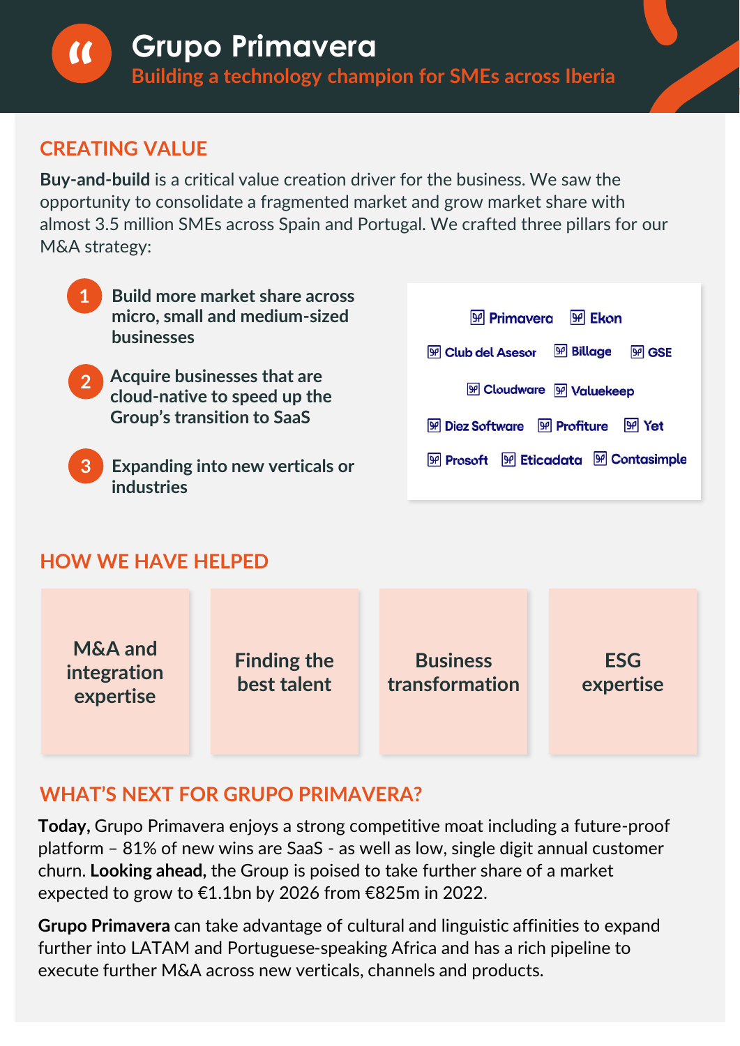# Grupo Primavera

**Building a technology champion for SMEs across Iberia**

## CREATING VALUE

**Buy-and-build** is a critical value creation driver for the business. We saw the opportunity to consolidate a fragmented market and grow market share with almost 3.5 million SMEs across Spain and Portugal. We crafted three pillars for our M&A strategy:

1. Build more market share across micro, small and medium-sized businesses
2. Acquire businesses that are cloud-native to speed up the Group's transition to SaaS
3. Expanding into new verticals or industries

Primavera
Ekon
Club del Asesor
Billage
GSE
Cloudware
Valuekeep
Diez Software
Profiture
Yet
Prosoft
Eticadata
Contasimple

## HOW WE HAVE HELPED

- M&A and integration expertise
- Finding the best talent
- Business transformation
- ESG expertise

## WHAT'S NEXT FOR GRUPO PRIMAVERA?

**Today,** Grupo Primavera enjoys a strong competitive moat including a future-proof platform – 81% of new wins are SaaS - as well as low, single digit annual customer churn. **Looking ahead,** the Group is poised to take further share of a market expected to grow to €1.1bn by 2026 from €825m in 2022.

**Grupo Primavera** can take advantage of cultural and linguistic affinities to expand further into LATAM and Portuguese-speaking Africa and has a rich pipeline to execute further M&A across new verticals, channels and products.